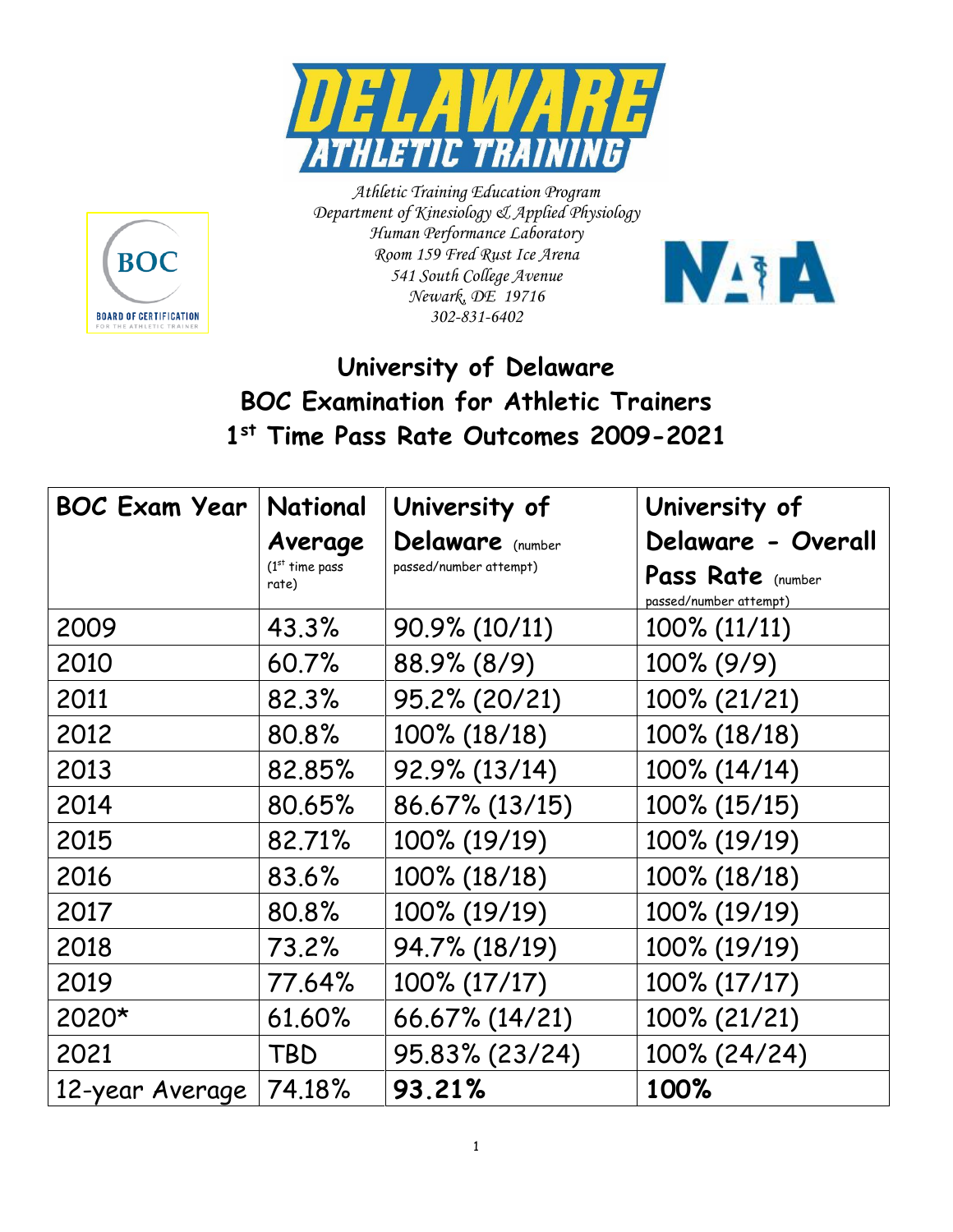Athletic Training Education Program
Department of Kinesiology & Applied Physiology
Human Performance Laboratory
Room 159 Fred Rust Ice Arena
541 South College Avenue
Newark, DE 19716
302-831-6402

# University of Delaware
# BOC Examination for Athletic Trainers
# 1st Time Pass Rate Outcomes 2009-2021

| BOC Exam Year | National Average (1st time pass rate) | University of Delaware (number passed/number attempt) | University of Delaware - Overall Pass Rate (number passed/number attempt) |
|---|---|---|---|
| 2009 | 43.3% | 90.9% (10/11) | 100% (11/11) |
| 2010 | 60.7% | 88.9% (8/9) | 100% (9/9) |
| 2011 | 82.3% | 95.2% (20/21) | 100% (21/21) |
| 2012 | 80.8% | 100% (18/18) | 100% (18/18) |
| 2013 | 82.85% | 92.9% (13/14) | 100% (14/14) |
| 2014 | 80.65% | 86.67% (13/15) | 100% (15/15) |
| 2015 | 82.71% | 100% (19/19) | 100% (19/19) |
| 2016 | 83.6% | 100% (18/18) | 100% (18/18) |
| 2017 | 80.8% | 100% (19/19) | 100% (19/19) |
| 2018 | 73.2% | 94.7% (18/19) | 100% (19/19) |
| 2019 | 77.64% | 100% (17/17) | 100% (17/17) |
| 2020* | 61.60% | 66.67% (14/21) | 100% (21/21) |
| 2021 | TBD | 95.83% (23/24) | 100% (24/24) |
| 12-year Average | 74.18% | **93.21%** | **100%** |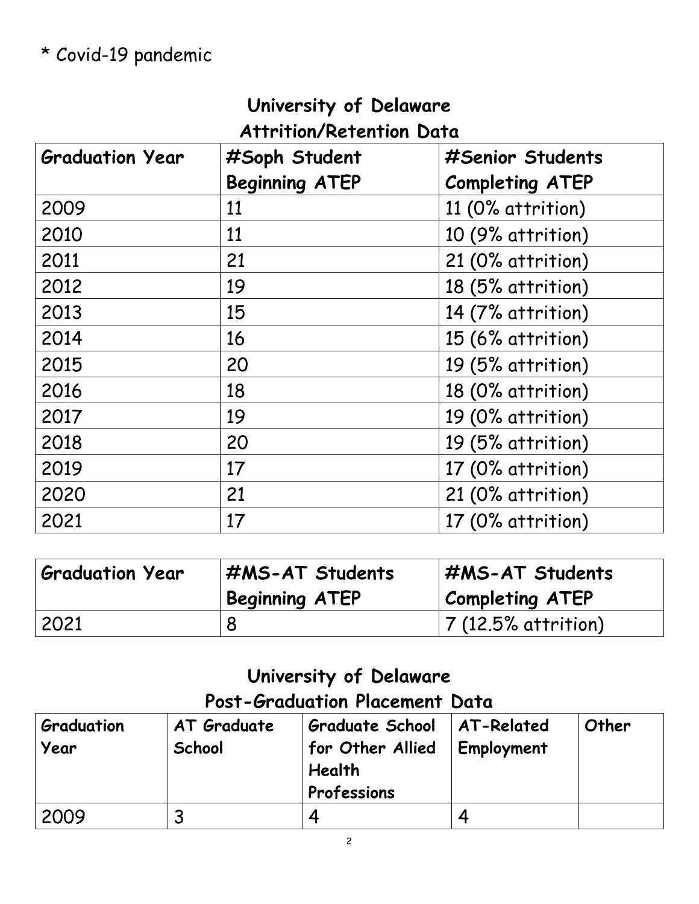* Covid-19 pandemic

## University of Delaware
## Attrition/Retention Data

| Graduation Year | #Soph Student Beginning ATEP | #Senior Students Completing ATEP |
|---|---|---|
| 2009 | 11 | 11 (0% attrition) |
| 2010 | 11 | 10 (9% attrition) |
| 2011 | 21 | 21 (0% attrition) |
| 2012 | 19 | 18 (5% attrition) |
| 2013 | 15 | 14 (7% attrition) |
| 2014 | 16 | 15 (6% attrition) |
| 2015 | 20 | 19 (5% attrition) |
| 2016 | 18 | 18 (0% attrition) |
| 2017 | 19 | 19 (0% attrition) |
| 2018 | 20 | 19 (5% attrition) |
| 2019 | 17 | 17 (0% attrition) |
| 2020 | 21 | 21 (0% attrition) |
| 2021 | 17 | 17 (0% attrition) |

| Graduation Year | #MS-AT Students Beginning ATEP | #MS-AT Students Completing ATEP |
|---|---|---|
| 2021 | 8 | 7 (12.5% attrition) |

## University of Delaware
## Post-Graduation Placement Data

| Graduation Year | AT Graduate School | Graduate School for Other Allied Health Professions | AT-Related Employment | Other |
|---|---|---|---|---|
| 2009 | 3 | 4 | 4 | |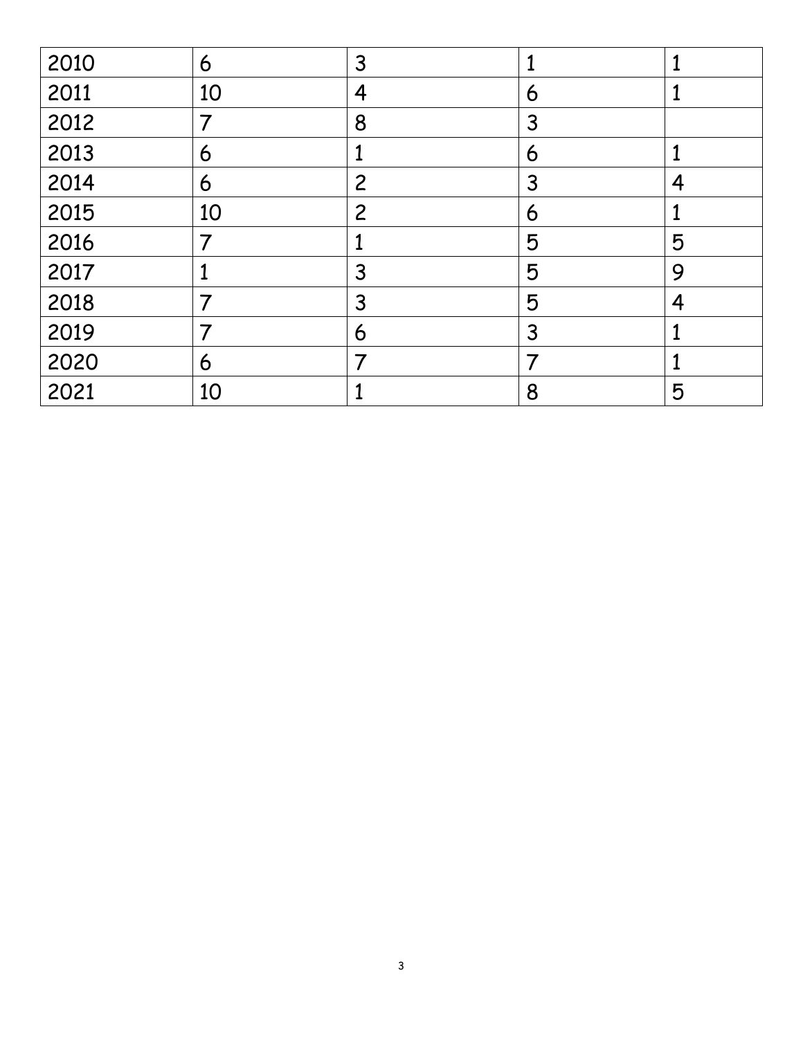| | | | | |
|---|---|---|---|---|
| 2010 | 6 | 3 | 1 | 1 |
| 2011 | 10 | 4 | 6 | 1 |
| 2012 | 7 | 8 | 3 | |
| 2013 | 6 | 1 | 6 | 1 |
| 2014 | 6 | 2 | 3 | 4 |
| 2015 | 10 | 2 | 6 | 1 |
| 2016 | 7 | 1 | 5 | 5 |
| 2017 | 1 | 3 | 5 | 9 |
| 2018 | 7 | 3 | 5 | 4 |
| 2019 | 7 | 6 | 3 | 1 |
| 2020 | 6 | 7 | 7 | 1 |
| 2021 | 10 | 1 | 8 | 5 |